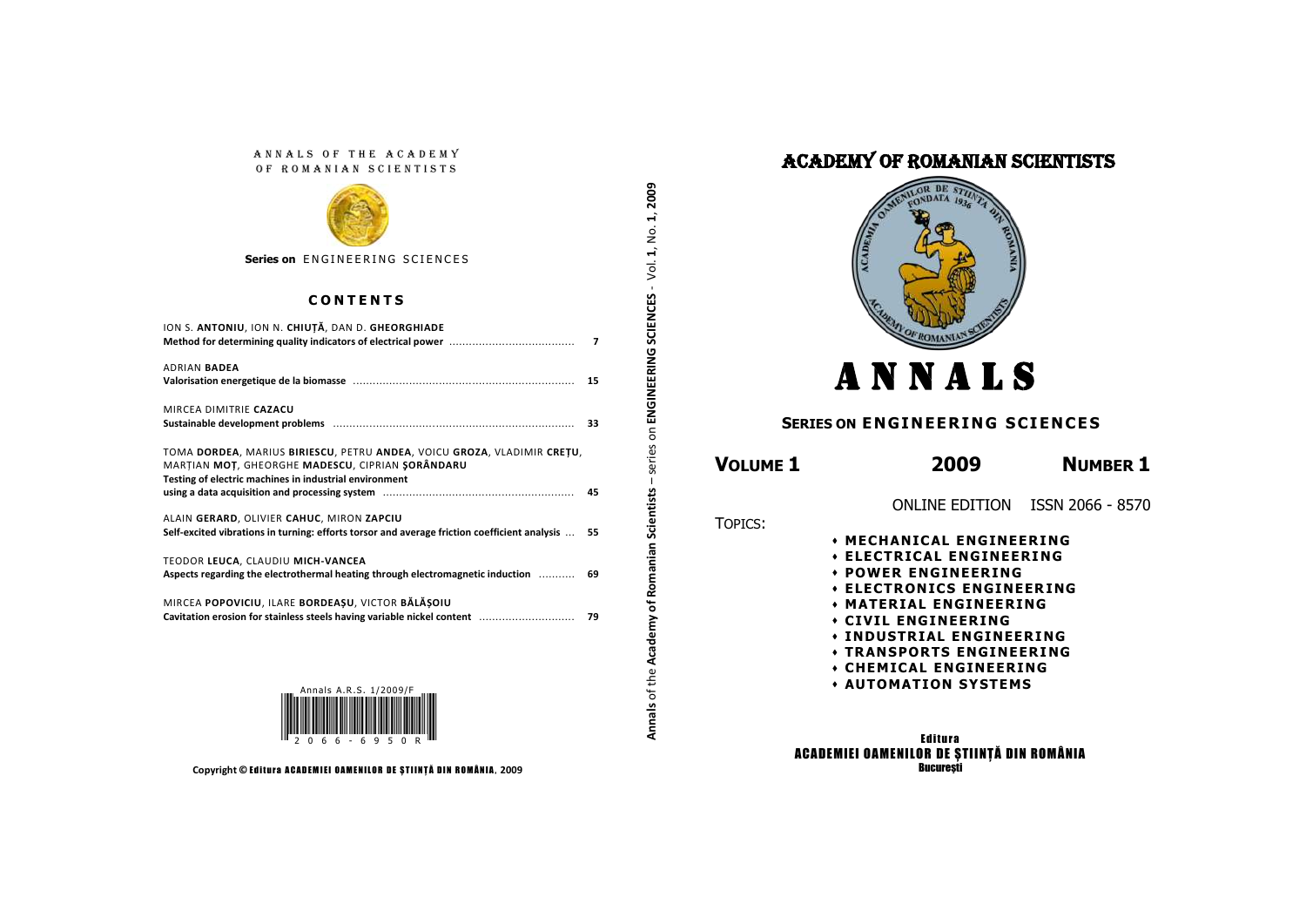ANNALS OF THE ACADEMY OF ROMANIAN SCIENTISTS

**Series on** ENGINEERING SCIENCES

## CONTENTS

ION S. **ANTONIU**, ION N. **CHIUȚĂ**, DAN D. **GHEORGHIADE**
**Method for determining quality indicators of electrical power** ..................................... 7

ADRIAN **BADEA**
**Valorisation energetique de la biomasse** .................................................................. 15

MIRCEA DIMITRIE **CAZACU**
**Sustainable development problems** ........................................................................ 33

TOMA **DORDEA**, MARIUS **BIRIESCU**, PETRU **ANDEA**, VOICU **GROZA**, VLADIMIR **CREȚU**, MARȚIAN **MOȚ**, GHEORGHE **MADESCU**, CIPRIAN **ȘORÂNDARU**
**Testing of electric machines in industrial environment using a data acquisition and processing system** .......................................................... 45

ALAIN **GERARD**, OLIVIER **CAHUC**, MIRON **ZAPCIU**
**Self-excited vibrations in turning: efforts torsor and average friction coefficient analysis** ... 55

TEODOR **LEUCA**, CLAUDIU **MICH-VANCEA**
**Aspects regarding the electrothermal heating through electromagnetic induction** ........... 69

MIRCEA **POPOVICIU**, ILARE **BORDEAȘU**, VICTOR **BĂLĂȘOIU**
**Cavitation erosion for stainless steels having variable nickel content** ............................ 79

Annals A.R.S. 1/2009/F
2066-6950R

Copyright © Editura ACADEMIEI OAMENILOR DE ȘTIINȚĂ DIN ROMÂNIA, 2009

**Annals** of the **Academy of Romanian Scientists** – series on **ENGINEERING SCIENCES** - Vol. **1**, No. **1, 2009**

# ACADEMY OF ROMANIAN SCIENTISTS

ACADEMIA OAMENILOR DE ȘTIINȚĂ DIN ROMANIA – FONDATĂ 1936 – ACADEMY OF ROMANIAN SCIENTISTS

# ANNALS

## SERIES ON ENGINEERING SCIENCES

**VOLUME 1** **2009** **NUMBER 1**

ONLINE EDITION ISSN 2066 - 8570

TOPICS:

- **MECHANICAL ENGINEERING**
- **ELECTRICAL ENGINEERING**
- **POWER ENGINEERING**
- **ELECTRONICS ENGINEERING**
- **MATERIAL ENGINEERING**
- **CIVIL ENGINEERING**
- **INDUSTRIAL ENGINEERING**
- **TRANSPORTS ENGINEERING**
- **CHEMICAL ENGINEERING**
- **AUTOMATION SYSTEMS**

**Editura**
**ACADEMIEI OAMENILOR DE ȘTIINȚĂ DIN ROMÂNIA**
**București**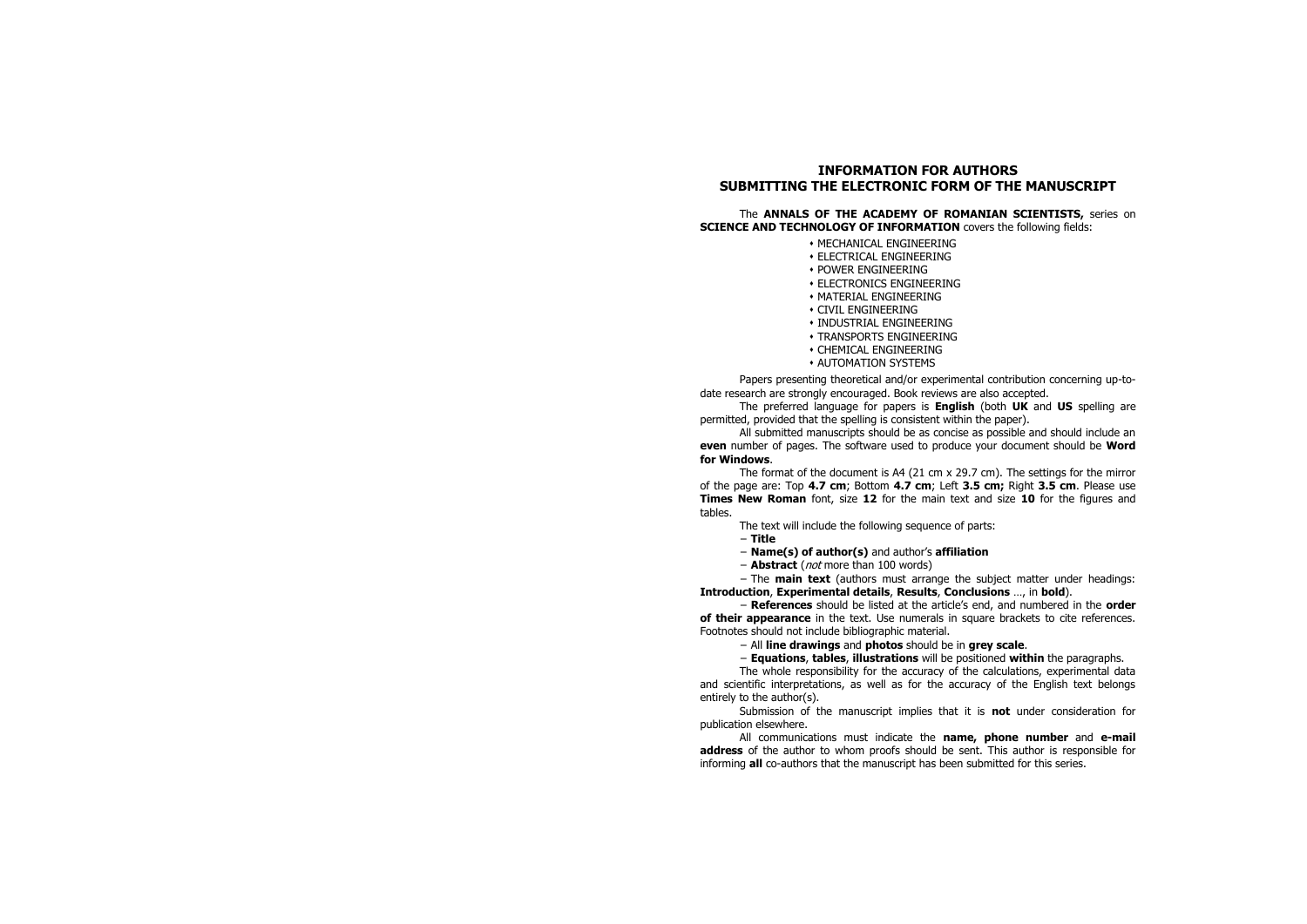# INFORMATION FOR AUTHORS
# SUBMITTING THE ELECTRONIC FORM OF THE MANUSCRIPT

The **ANNALS OF THE ACADEMY OF ROMANIAN SCIENTISTS,** series on **SCIENCE AND TECHNOLOGY OF INFORMATION** covers the following fields:

- MECHANICAL ENGINEERING
- ELECTRICAL ENGINEERING
- POWER ENGINEERING
- ELECTRONICS ENGINEERING
- MATERIAL ENGINEERING
- CIVIL ENGINEERING
- INDUSTRIAL ENGINEERING
- TRANSPORTS ENGINEERING
- CHEMICAL ENGINEERING
- AUTOMATION SYSTEMS

Papers presenting theoretical and/or experimental contribution concerning up-to-date research are strongly encouraged. Book reviews are also accepted.

The preferred language for papers is **English** (both **UK** and **US** spelling are permitted, provided that the spelling is consistent within the paper).

All submitted manuscripts should be as concise as possible and should include an **even** number of pages. The software used to produce your document should be **Word for Windows**.

The format of the document is A4 (21 cm x 29.7 cm). The settings for the mirror of the page are: Top **4.7 cm**; Bottom **4.7 cm**; Left **3.5 cm;** Right **3.5 cm**. Please use **Times New Roman** font, size **12** for the main text and size **10** for the figures and tables.

The text will include the following sequence of parts:

– **Title**

– **Name(s) of author(s)** and author's **affiliation**

– **Abstract** (*not* more than 100 words)

– The **main text** (authors must arrange the subject matter under headings: **Introduction**, **Experimental details**, **Results**, **Conclusions** …, in **bold**).

– **References** should be listed at the article's end, and numbered in the **order of their appearance** in the text. Use numerals in square brackets to cite references. Footnotes should not include bibliographic material.

– All **line drawings** and **photos** should be in **grey scale**.

– **Equations**, **tables**, **illustrations** will be positioned **within** the paragraphs.

The whole responsibility for the accuracy of the calculations, experimental data and scientific interpretations, as well as for the accuracy of the English text belongs entirely to the author(s).

Submission of the manuscript implies that it is **not** under consideration for publication elsewhere.

All communications must indicate the **name, phone number** and **e-mail address** of the author to whom proofs should be sent. This author is responsible for informing **all** co-authors that the manuscript has been submitted for this series.